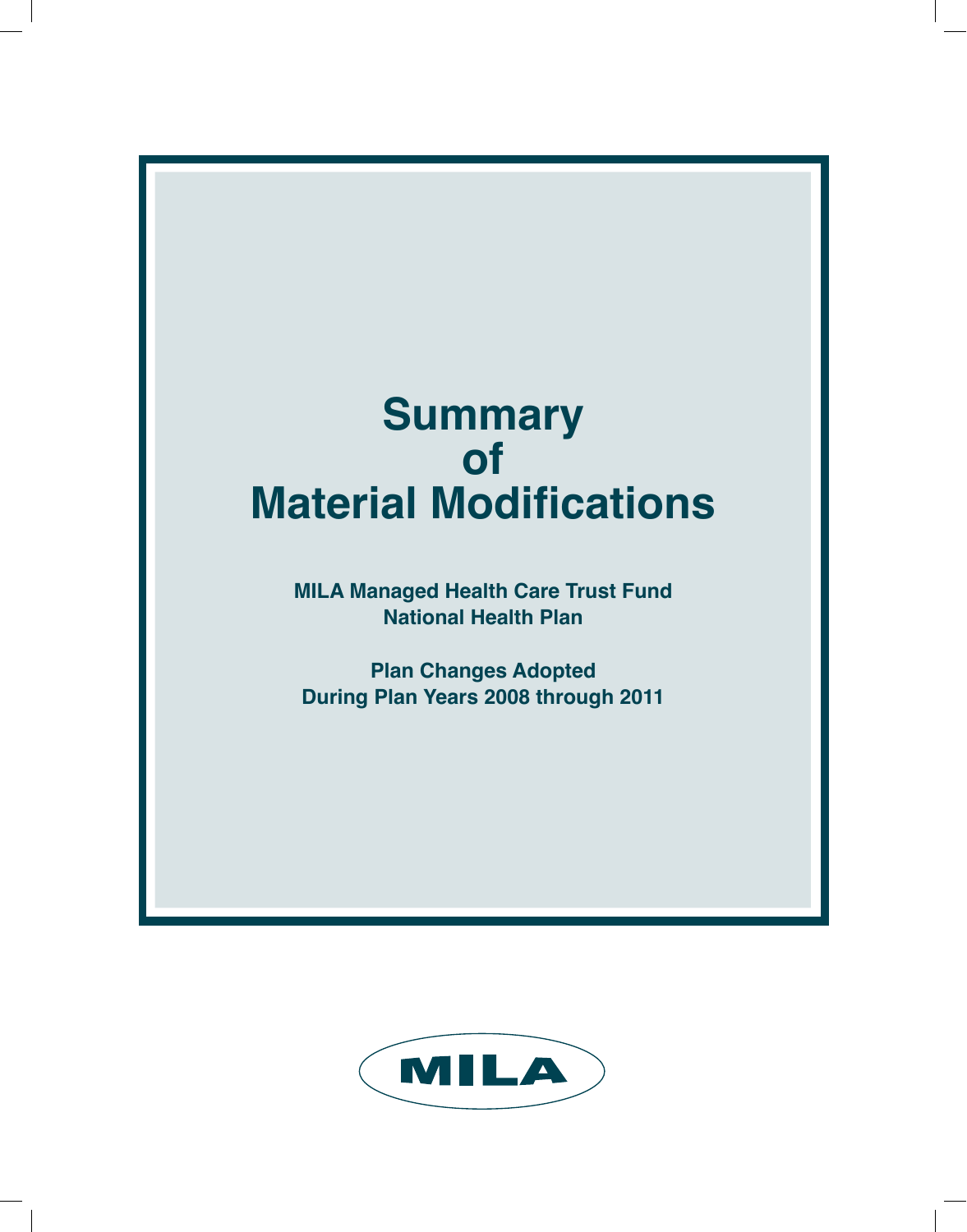# Summary of Material Modifications

**MILA Managed Health Care Trust Fund**
**National Health Plan**

**Plan Changes Adopted**
**During Plan Years 2008 through 2011**

MILA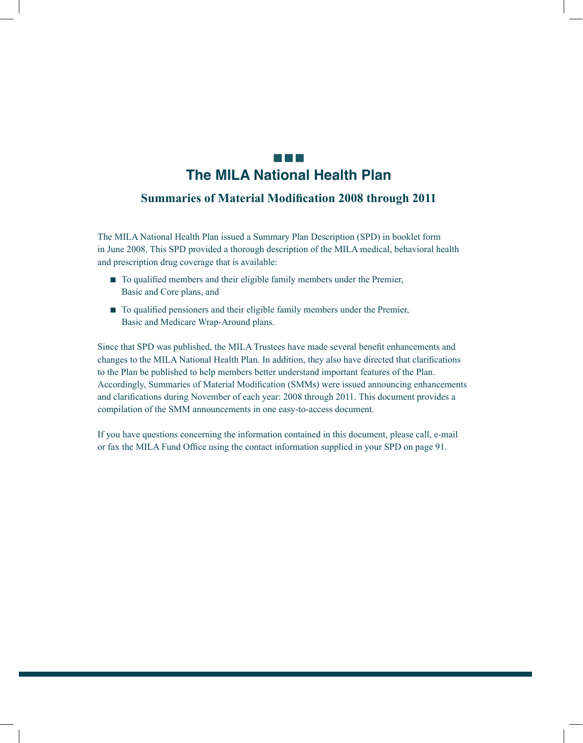# The MILA National Health Plan

## Summaries of Material Modification 2008 through 2011

The MILA National Health Plan issued a Summary Plan Description (SPD) in booklet form in June 2008. This SPD provided a thorough description of the MILA medical, behavioral health and prescription drug coverage that is available:

- To qualified members and their eligible family members under the Premier, Basic and Core plans, and
- To qualified pensioners and their eligible family members under the Premier, Basic and Medicare Wrap-Around plans.

Since that SPD was published, the MILA Trustees have made several benefit enhancements and changes to the MILA National Health Plan. In addition, they also have directed that clarifications to the Plan be published to help members better understand important features of the Plan. Accordingly, Summaries of Material Modification (SMMs) were issued announcing enhancements and clarifications during November of each year: 2008 through 2011. This document provides a compilation of the SMM announcements in one easy-to-access document.

If you have questions concerning the information contained in this document, please call, e-mail or fax the MILA Fund Office using the contact information supplied in your SPD on page 91.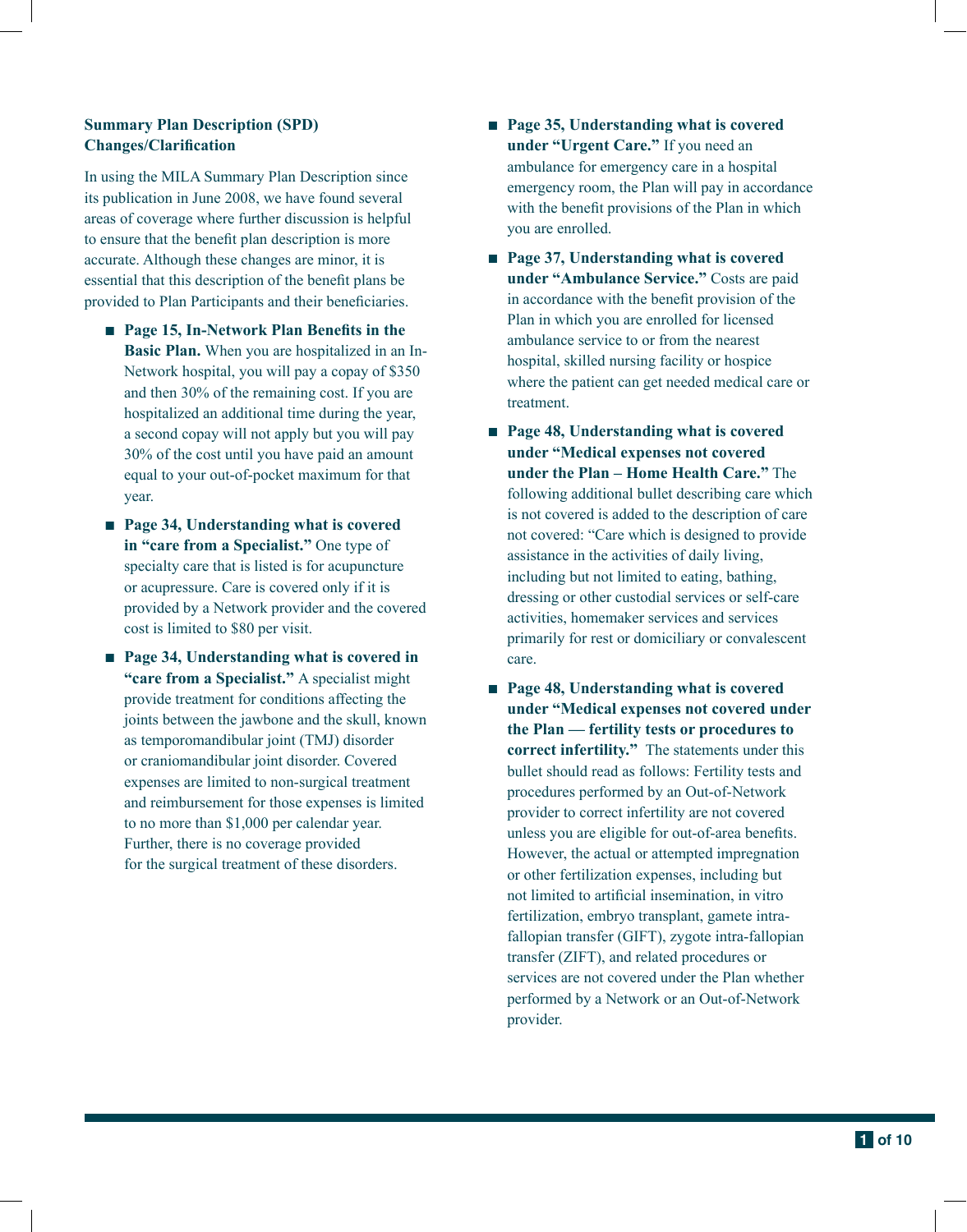**Summary Plan Description (SPD) Changes/Clarification**

In using the MILA Summary Plan Description since its publication in June 2008, we have found several areas of coverage where further discussion is helpful to ensure that the benefit plan description is more accurate. Although these changes are minor, it is essential that this description of the benefit plans be provided to Plan Participants and their beneficiaries.

- **Page 15, In-Network Plan Benefits in the Basic Plan.** When you are hospitalized in an In-Network hospital, you will pay a copay of $350 and then 30% of the remaining cost. If you are hospitalized an additional time during the year, a second copay will not apply but you will pay 30% of the cost until you have paid an amount equal to your out-of-pocket maximum for that year.
- **Page 34, Understanding what is covered in "care from a Specialist."** One type of specialty care that is listed is for acupuncture or acupressure. Care is covered only if it is provided by a Network provider and the covered cost is limited to $80 per visit.
- **Page 34, Understanding what is covered in "care from a Specialist."** A specialist might provide treatment for conditions affecting the joints between the jawbone and the skull, known as temporomandibular joint (TMJ) disorder or craniomandibular joint disorder. Covered expenses are limited to non-surgical treatment and reimbursement for those expenses is limited to no more than $1,000 per calendar year. Further, there is no coverage provided for the surgical treatment of these disorders.
- **Page 35, Understanding what is covered under "Urgent Care."** If you need an ambulance for emergency care in a hospital emergency room, the Plan will pay in accordance with the benefit provisions of the Plan in which you are enrolled.
- **Page 37, Understanding what is covered under "Ambulance Service."** Costs are paid in accordance with the benefit provision of the Plan in which you are enrolled for licensed ambulance service to or from the nearest hospital, skilled nursing facility or hospice where the patient can get needed medical care or treatment.
- **Page 48, Understanding what is covered under "Medical expenses not covered under the Plan – Home Health Care."** The following additional bullet describing care which is not covered is added to the description of care not covered: "Care which is designed to provide assistance in the activities of daily living, including but not limited to eating, bathing, dressing or other custodial services or self-care activities, homemaker services and services primarily for rest or domiciliary or convalescent care.
- **Page 48, Understanding what is covered under "Medical expenses not covered under the Plan — fertility tests or procedures to correct infertility."** The statements under this bullet should read as follows: Fertility tests and procedures performed by an Out-of-Network provider to correct infertility are not covered unless you are eligible for out-of-area benefits. However, the actual or attempted impregnation or other fertilization expenses, including but not limited to artificial insemination, in vitro fertilization, embryo transplant, gamete intra-fallopian transfer (GIFT), zygote intra-fallopian transfer (ZIFT), and related procedures or services are not covered under the Plan whether performed by a Network or an Out-of-Network provider.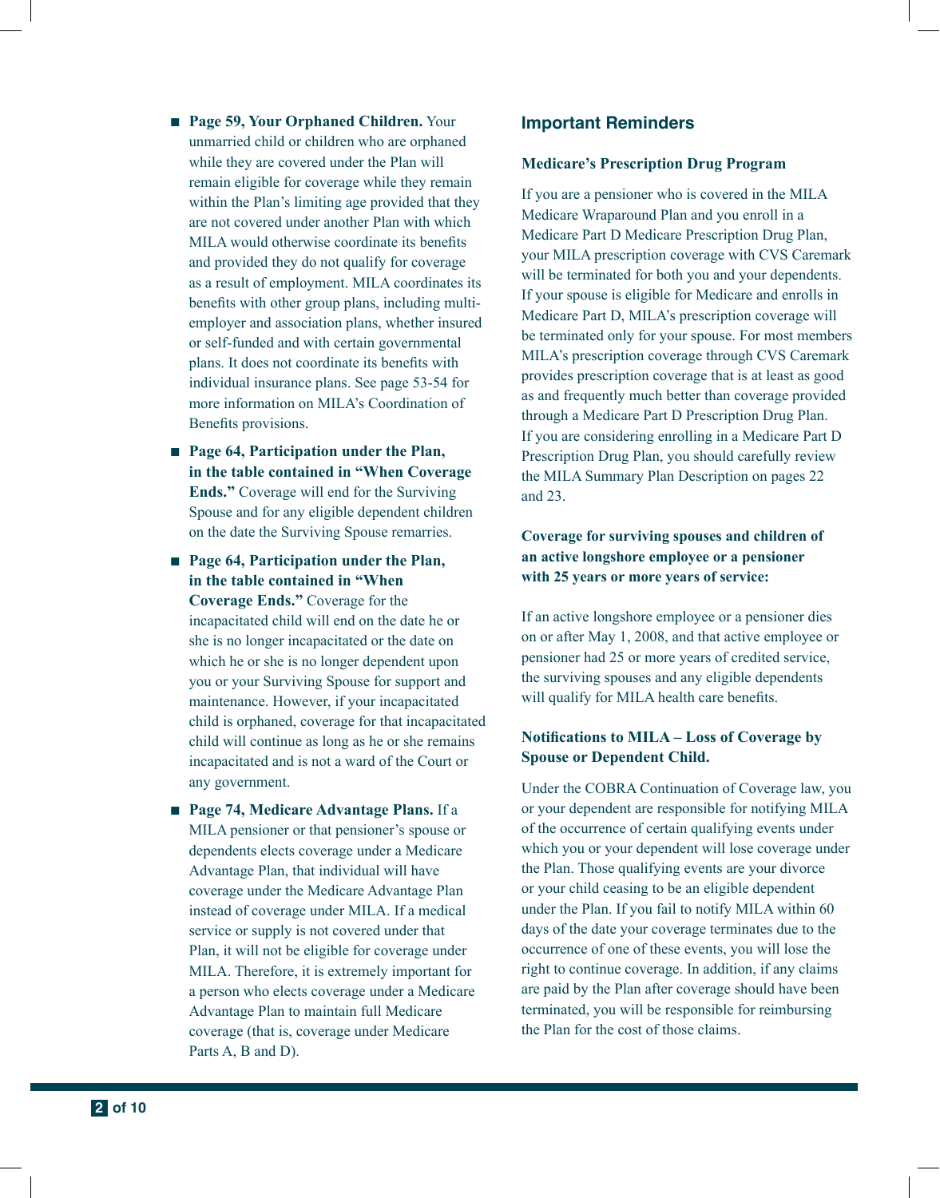- **Page 59, Your Orphaned Children.** Your unmarried child or children who are orphaned while they are covered under the Plan will remain eligible for coverage while they remain within the Plan's limiting age provided that they are not covered under another Plan with which MILA would otherwise coordinate its benefits and provided they do not qualify for coverage as a result of employment. MILA coordinates its benefits with other group plans, including multi-employer and association plans, whether insured or self-funded and with certain governmental plans. It does not coordinate its benefits with individual insurance plans. See page 53-54 for more information on MILA's Coordination of Benefits provisions.
- **Page 64, Participation under the Plan, in the table contained in "When Coverage Ends."** Coverage will end for the Surviving Spouse and for any eligible dependent children on the date the Surviving Spouse remarries.
- **Page 64, Participation under the Plan, in the table contained in "When Coverage Ends."** Coverage for the incapacitated child will end on the date he or she is no longer incapacitated or the date on which he or she is no longer dependent upon you or your Surviving Spouse for support and maintenance. However, if your incapacitated child is orphaned, coverage for that incapacitated child will continue as long as he or she remains incapacitated and is not a ward of the Court or any government.
- **Page 74, Medicare Advantage Plans.** If a MILA pensioner or that pensioner's spouse or dependents elects coverage under a Medicare Advantage Plan, that individual will have coverage under the Medicare Advantage Plan instead of coverage under MILA. If a medical service or supply is not covered under that Plan, it will not be eligible for coverage under MILA. Therefore, it is extremely important for a person who elects coverage under a Medicare Advantage Plan to maintain full Medicare coverage (that is, coverage under Medicare Parts A, B and D).

## Important Reminders

### Medicare's Prescription Drug Program

If you are a pensioner who is covered in the MILA Medicare Wraparound Plan and you enroll in a Medicare Part D Medicare Prescription Drug Plan, your MILA prescription coverage with CVS Caremark will be terminated for both you and your dependents. If your spouse is eligible for Medicare and enrolls in Medicare Part D, MILA's prescription coverage will be terminated only for your spouse. For most members MILA's prescription coverage through CVS Caremark provides prescription coverage that is at least as good as and frequently much better than coverage provided through a Medicare Part D Prescription Drug Plan. If you are considering enrolling in a Medicare Part D Prescription Drug Plan, you should carefully review the MILA Summary Plan Description on pages 22 and 23.

### Coverage for surviving spouses and children of an active longshore employee or a pensioner with 25 years or more years of service:

If an active longshore employee or a pensioner dies on or after May 1, 2008, and that active employee or pensioner had 25 or more years of credited service, the surviving spouses and any eligible dependents will qualify for MILA health care benefits.

### Notifications to MILA – Loss of Coverage by Spouse or Dependent Child.

Under the COBRA Continuation of Coverage law, you or your dependent are responsible for notifying MILA of the occurrence of certain qualifying events under which you or your dependent will lose coverage under the Plan. Those qualifying events are your divorce or your child ceasing to be an eligible dependent under the Plan. If you fail to notify MILA within 60 days of the date your coverage terminates due to the occurrence of one of these events, you will lose the right to continue coverage. In addition, if any claims are paid by the Plan after coverage should have been terminated, you will be responsible for reimbursing the Plan for the cost of those claims.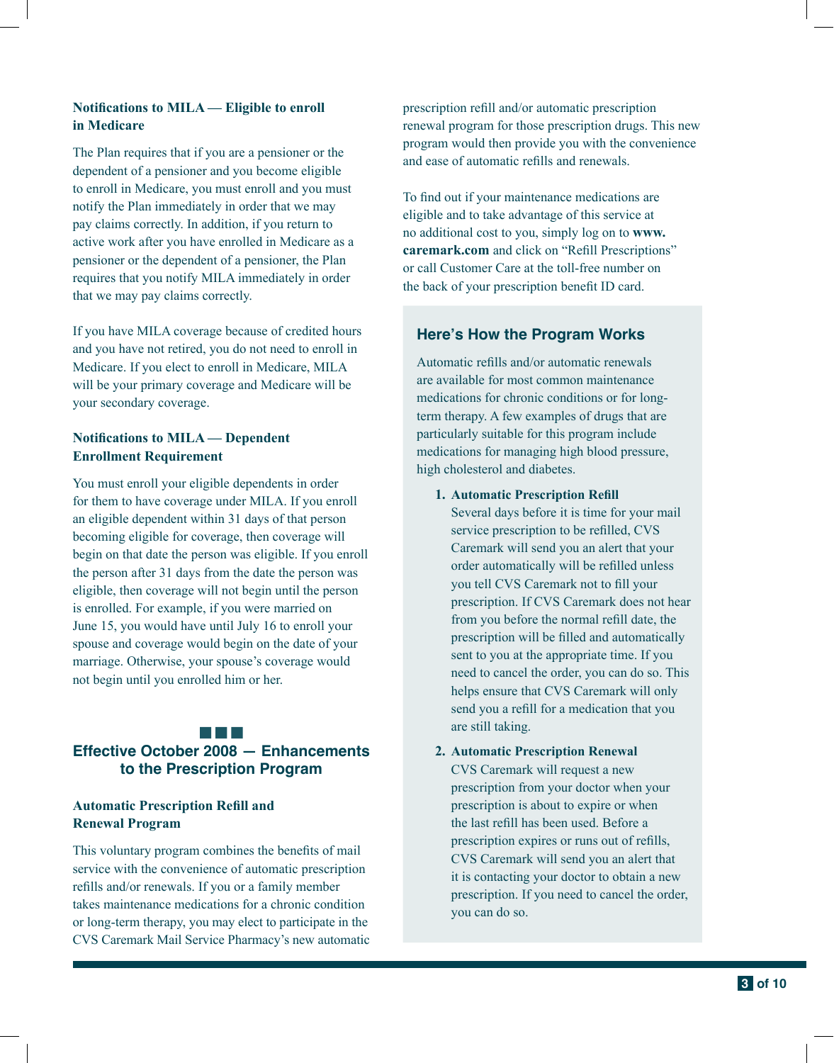**Notifications to MILA — Eligible to enroll in Medicare**

The Plan requires that if you are a pensioner or the dependent of a pensioner and you become eligible to enroll in Medicare, you must enroll and you must notify the Plan immediately in order that we may pay claims correctly. In addition, if you return to active work after you have enrolled in Medicare as a pensioner or the dependent of a pensioner, the Plan requires that you notify MILA immediately in order that we may pay claims correctly.

If you have MILA coverage because of credited hours and you have not retired, you do not need to enroll in Medicare. If you elect to enroll in Medicare, MILA will be your primary coverage and Medicare will be your secondary coverage.

**Notifications to MILA — Dependent Enrollment Requirement**

You must enroll your eligible dependents in order for them to have coverage under MILA. If you enroll an eligible dependent within 31 days of that person becoming eligible for coverage, then coverage will begin on that date the person was eligible. If you enroll the person after 31 days from the date the person was eligible, then coverage will not begin until the person is enrolled. For example, if you were married on June 15, you would have until July 16 to enroll your spouse and coverage would begin on the date of your marriage. Otherwise, your spouse's coverage would not begin until you enrolled him or her.

## Effective October 2008 — Enhancements to the Prescription Program

**Automatic Prescription Refill and Renewal Program**

This voluntary program combines the benefits of mail service with the convenience of automatic prescription refills and/or renewals. If you or a family member takes maintenance medications for a chronic condition or long-term therapy, you may elect to participate in the CVS Caremark Mail Service Pharmacy's new automatic prescription refill and/or automatic prescription renewal program for those prescription drugs. This new program would then provide you with the convenience and ease of automatic refills and renewals.

To find out if your maintenance medications are eligible and to take advantage of this service at no additional cost to you, simply log on to **www.caremark.com** and click on "Refill Prescriptions" or call Customer Care at the toll-free number on the back of your prescription benefit ID card.

### Here's How the Program Works

Automatic refills and/or automatic renewals are available for most common maintenance medications for chronic conditions or for long-term therapy. A few examples of drugs that are particularly suitable for this program include medications for managing high blood pressure, high cholesterol and diabetes.

1. **Automatic Prescription Refill**
   Several days before it is time for your mail service prescription to be refilled, CVS Caremark will send you an alert that your order automatically will be refilled unless you tell CVS Caremark not to fill your prescription. If CVS Caremark does not hear from you before the normal refill date, the prescription will be filled and automatically sent to you at the appropriate time. If you need to cancel the order, you can do so. This helps ensure that CVS Caremark will only send you a refill for a medication that you are still taking.

2. **Automatic Prescription Renewal**
   CVS Caremark will request a new prescription from your doctor when your prescription is about to expire or when the last refill has been used. Before a prescription expires or runs out of refills, CVS Caremark will send you an alert that it is contacting your doctor to obtain a new prescription. If you need to cancel the order, you can do so.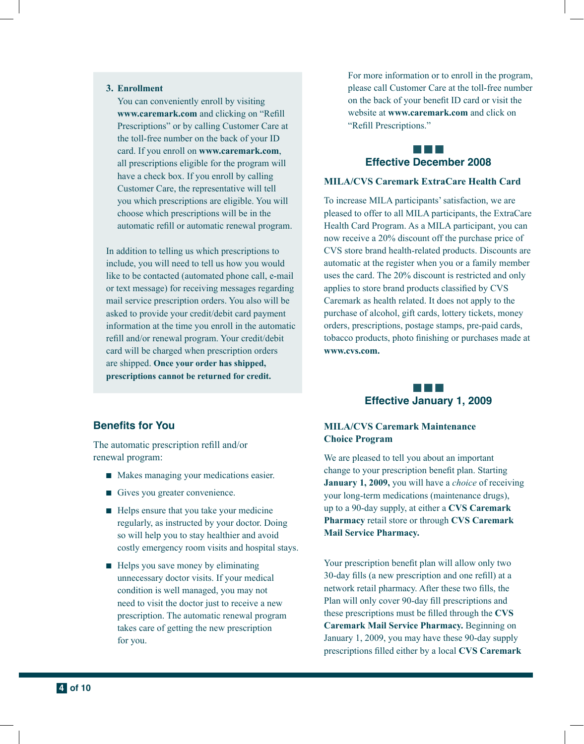3. **Enrollment**
   You can conveniently enroll by visiting **www.caremark.com** and clicking on "Refill Prescriptions" or by calling Customer Care at the toll-free number on the back of your ID card. If you enroll on **www.caremark.com**, all prescriptions eligible for the program will have a check box. If you enroll by calling Customer Care, the representative will tell you which prescriptions are eligible. You will choose which prescriptions will be in the automatic refill or automatic renewal program.

In addition to telling us which prescriptions to include, you will need to tell us how you would like to be contacted (automated phone call, e-mail or text message) for receiving messages regarding mail service prescription orders. You also will be asked to provide your credit/debit card payment information at the time you enroll in the automatic refill and/or renewal program. Your credit/debit card will be charged when prescription orders are shipped. **Once your order has shipped, prescriptions cannot be returned for credit.**

## Benefits for You

The automatic prescription refill and/or renewal program:

- Makes managing your medications easier.
- Gives you greater convenience.
- Helps ensure that you take your medicine regularly, as instructed by your doctor. Doing so will help you to stay healthier and avoid costly emergency room visits and hospital stays.
- Helps you save money by eliminating unnecessary doctor visits. If your medical condition is well managed, you may not need to visit the doctor just to receive a new prescription. The automatic renewal program takes care of getting the new prescription for you.

For more information or to enroll in the program, please call Customer Care at the toll-free number on the back of your benefit ID card or visit the website at **www.caremark.com** and click on "Refill Prescriptions."

## Effective December 2008

### MILA/CVS Caremark ExtraCare Health Card

To increase MILA participants' satisfaction, we are pleased to offer to all MILA participants, the ExtraCare Health Card Program. As a MILA participant, you can now receive a 20% discount off the purchase price of CVS store brand health-related products. Discounts are automatic at the register when you or a family member uses the card. The 20% discount is restricted and only applies to store brand products classified by CVS Caremark as health related. It does not apply to the purchase of alcohol, gift cards, lottery tickets, money orders, prescriptions, postage stamps, pre-paid cards, tobacco products, photo finishing or purchases made at **www.cvs.com.**

## Effective January 1, 2009

### MILA/CVS Caremark Maintenance Choice Program

We are pleased to tell you about an important change to your prescription benefit plan. Starting **January 1, 2009,** you will have a *choice* of receiving your long-term medications (maintenance drugs), up to a 90-day supply, at either a **CVS Caremark Pharmacy** retail store or through **CVS Caremark Mail Service Pharmacy.**

Your prescription benefit plan will allow only two 30-day fills (a new prescription and one refill) at a network retail pharmacy. After these two fills, the Plan will only cover 90-day fill prescriptions and these prescriptions must be filled through the **CVS Caremark Mail Service Pharmacy.** Beginning on January 1, 2009, you may have these 90-day supply prescriptions filled either by a local **CVS Caremark**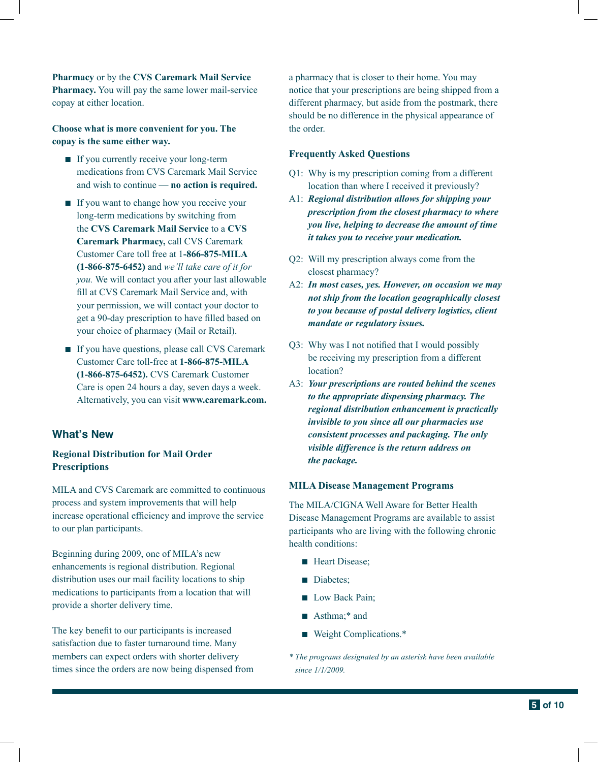**Pharmacy** or by the **CVS Caremark Mail Service Pharmacy.** You will pay the same lower mail-service copay at either location.

**Choose what is more convenient for you. The copay is the same either way.**

- If you currently receive your long-term medications from CVS Caremark Mail Service and wish to continue — **no action is required.**
- If you want to change how you receive your long-term medications by switching from the **CVS Caremark Mail Service** to a **CVS Caremark Pharmacy,** call CVS Caremark Customer Care toll free at **1-866-875-MILA (1-866-875-6452)** and *we'll take care of it for you.* We will contact you after your last allowable fill at CVS Caremark Mail Service and, with your permission, we will contact your doctor to get a 90-day prescription to have filled based on your choice of pharmacy (Mail or Retail).
- If you have questions, please call CVS Caremark Customer Care toll-free at **1-866-875-MILA (1-866-875-6452).** CVS Caremark Customer Care is open 24 hours a day, seven days a week. Alternatively, you can visit **www.caremark.com.**

## What's New

### Regional Distribution for Mail Order Prescriptions

MILA and CVS Caremark are committed to continuous process and system improvements that will help increase operational efficiency and improve the service to our plan participants.

Beginning during 2009, one of MILA's new enhancements is regional distribution. Regional distribution uses our mail facility locations to ship medications to participants from a location that will provide a shorter delivery time.

The key benefit to our participants is increased satisfaction due to faster turnaround time. Many members can expect orders with shorter delivery times since the orders are now being dispensed from a pharmacy that is closer to their home. You may notice that your prescriptions are being shipped from a different pharmacy, but aside from the postmark, there should be no difference in the physical appearance of the order.

### Frequently Asked Questions

Q1: Why is my prescription coming from a different location than where I received it previously?

A1: ***Regional distribution allows for shipping your prescription from the closest pharmacy to where you live, helping to decrease the amount of time it takes you to receive your medication.***

Q2: Will my prescription always come from the closest pharmacy?

A2: ***In most cases, yes. However, on occasion we may not ship from the location geographically closest to you because of postal delivery logistics, client mandate or regulatory issues.***

Q3: Why was I not notified that I would possibly be receiving my prescription from a different location?

A3: ***Your prescriptions are routed behind the scenes to the appropriate dispensing pharmacy. The regional distribution enhancement is practically invisible to you since all our pharmacies use consistent processes and packaging. The only visible difference is the return address on the package.***

### MILA Disease Management Programs

The MILA/CIGNA Well Aware for Better Health Disease Management Programs are available to assist participants who are living with the following chronic health conditions:

- Heart Disease;
- Diabetes;
- Low Back Pain;
- Asthma;* and
- Weight Complications.*

*\* The programs designated by an asterisk have been available since 1/1/2009.*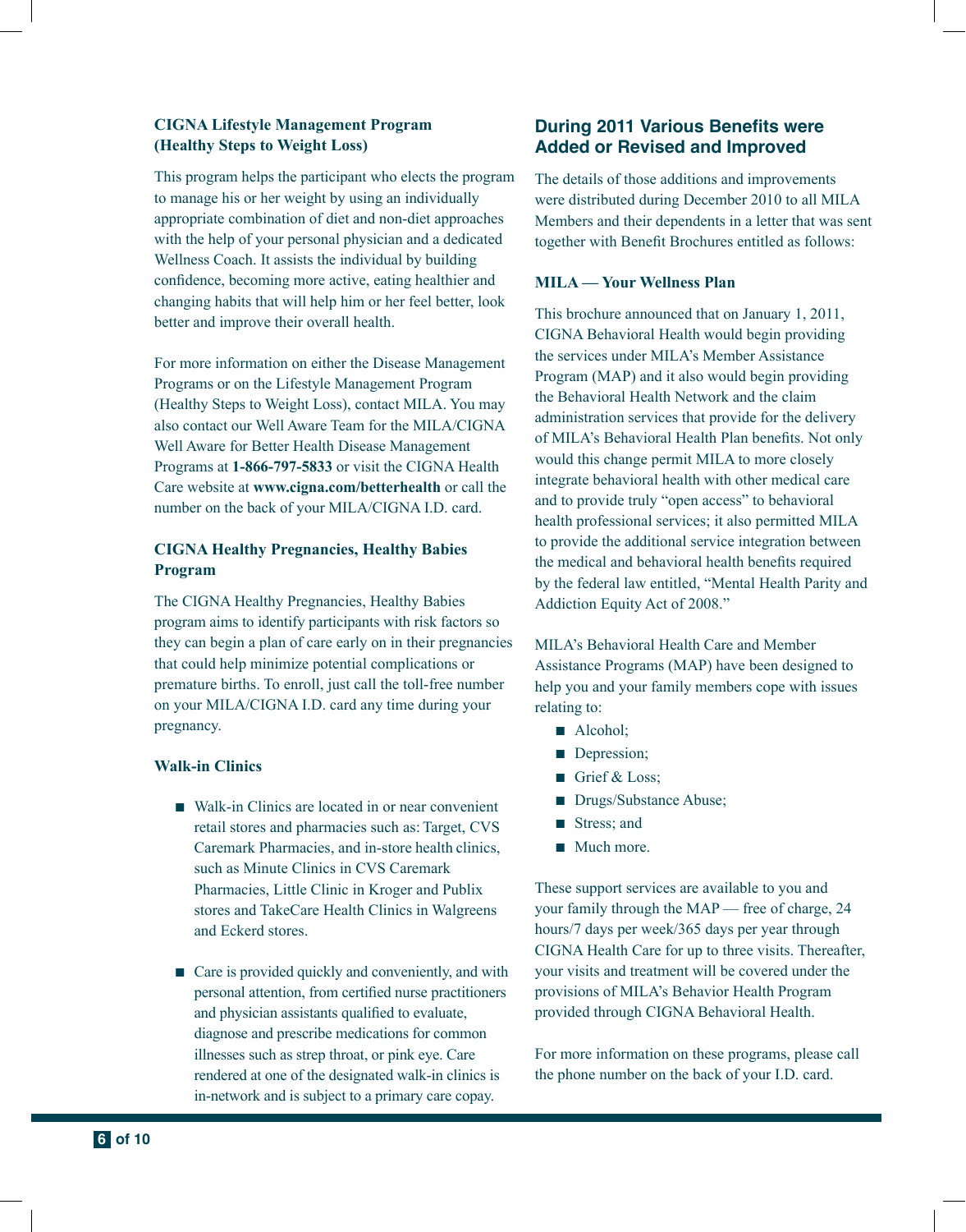### CIGNA Lifestyle Management Program (Healthy Steps to Weight Loss)

This program helps the participant who elects the program to manage his or her weight by using an individually appropriate combination of diet and non-diet approaches with the help of your personal physician and a dedicated Wellness Coach. It assists the individual by building confidence, becoming more active, eating healthier and changing habits that will help him or her feel better, look better and improve their overall health.

For more information on either the Disease Management Programs or on the Lifestyle Management Program (Healthy Steps to Weight Loss), contact MILA. You may also contact our Well Aware Team for the MILA/CIGNA Well Aware for Better Health Disease Management Programs at **1-866-797-5833** or visit the CIGNA Health Care website at **www.cigna.com/betterhealth** or call the number on the back of your MILA/CIGNA I.D. card.

### CIGNA Healthy Pregnancies, Healthy Babies Program

The CIGNA Healthy Pregnancies, Healthy Babies program aims to identify participants with risk factors so they can begin a plan of care early on in their pregnancies that could help minimize potential complications or premature births. To enroll, just call the toll-free number on your MILA/CIGNA I.D. card any time during your pregnancy.

### Walk-in Clinics

- Walk-in Clinics are located in or near convenient retail stores and pharmacies such as: Target, CVS Caremark Pharmacies, and in-store health clinics, such as Minute Clinics in CVS Caremark Pharmacies, Little Clinic in Kroger and Publix stores and TakeCare Health Clinics in Walgreens and Eckerd stores.

- Care is provided quickly and conveniently, and with personal attention, from certified nurse practitioners and physician assistants qualified to evaluate, diagnose and prescribe medications for common illnesses such as strep throat, or pink eye. Care rendered at one of the designated walk-in clinics is in-network and is subject to a primary care copay.

## During 2011 Various Benefits were Added or Revised and Improved

The details of those additions and improvements were distributed during December 2010 to all MILA Members and their dependents in a letter that was sent together with Benefit Brochures entitled as follows:

### MILA — Your Wellness Plan

This brochure announced that on January 1, 2011, CIGNA Behavioral Health would begin providing the services under MILA's Member Assistance Program (MAP) and it also would begin providing the Behavioral Health Network and the claim administration services that provide for the delivery of MILA's Behavioral Health Plan benefits. Not only would this change permit MILA to more closely integrate behavioral health with other medical care and to provide truly "open access" to behavioral health professional services; it also permitted MILA to provide the additional service integration between the medical and behavioral health benefits required by the federal law entitled, "Mental Health Parity and Addiction Equity Act of 2008."

MILA's Behavioral Health Care and Member Assistance Programs (MAP) have been designed to help you and your family members cope with issues relating to:

- Alcohol;
- Depression;
- Grief & Loss;
- Drugs/Substance Abuse;
- Stress; and
- Much more.

These support services are available to you and your family through the MAP — free of charge, 24 hours/7 days per week/365 days per year through CIGNA Health Care for up to three visits. Thereafter, your visits and treatment will be covered under the provisions of MILA's Behavior Health Program provided through CIGNA Behavioral Health.

For more information on these programs, please call the phone number on the back of your I.D. card.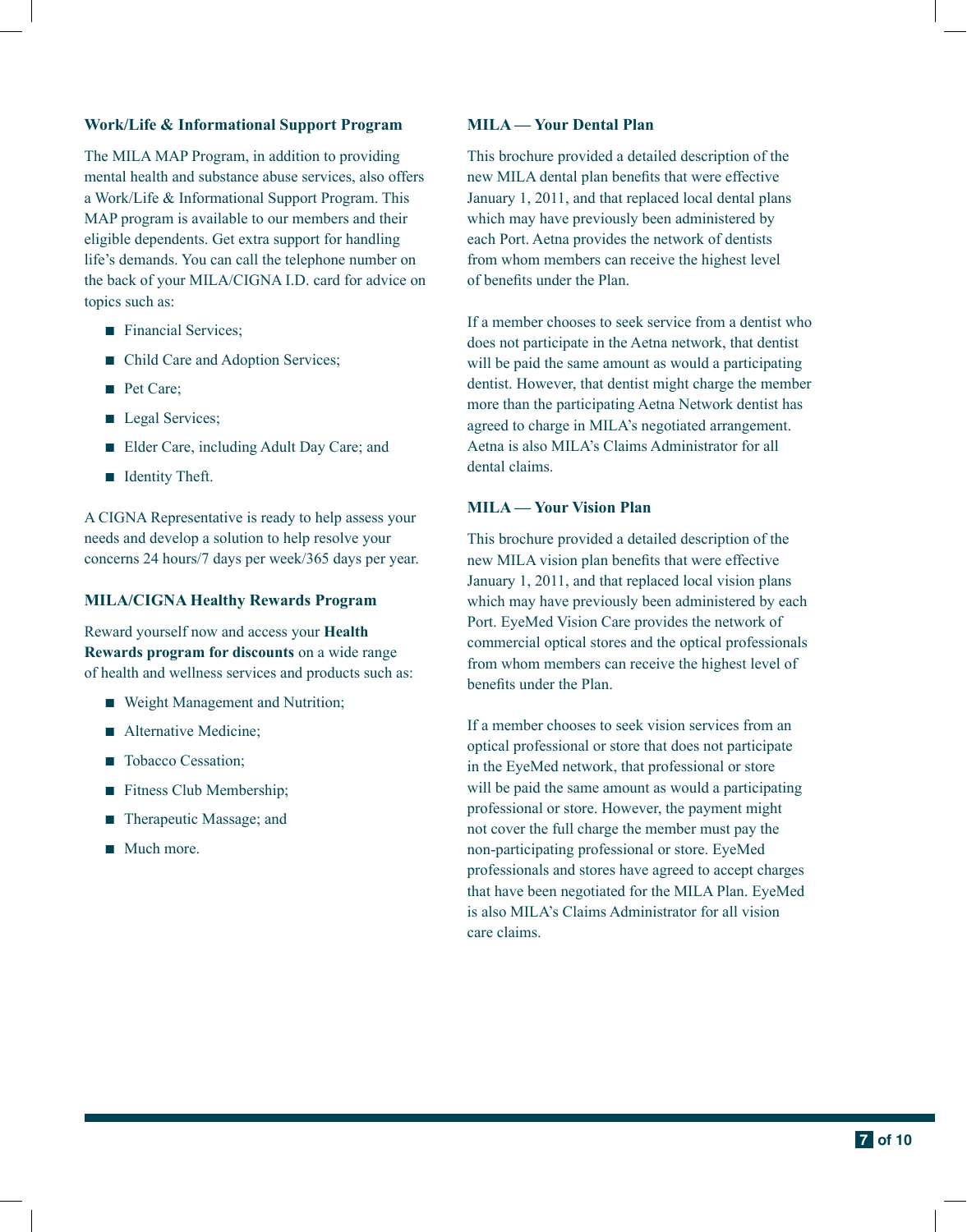### Work/Life & Informational Support Program

The MILA MAP Program, in addition to providing mental health and substance abuse services, also offers a Work/Life & Informational Support Program. This MAP program is available to our members and their eligible dependents. Get extra support for handling life's demands. You can call the telephone number on the back of your MILA/CIGNA I.D. card for advice on topics such as:

- Financial Services;
- Child Care and Adoption Services;
- Pet Care;
- Legal Services;
- Elder Care, including Adult Day Care; and
- Identity Theft.

A CIGNA Representative is ready to help assess your needs and develop a solution to help resolve your concerns 24 hours/7 days per week/365 days per year.

### MILA/CIGNA Healthy Rewards Program

Reward yourself now and access your **Health Rewards program for discounts** on a wide range of health and wellness services and products such as:

- Weight Management and Nutrition;
- Alternative Medicine;
- Tobacco Cessation;
- Fitness Club Membership;
- Therapeutic Massage; and
- Much more.

### MILA — Your Dental Plan

This brochure provided a detailed description of the new MILA dental plan benefits that were effective January 1, 2011, and that replaced local dental plans which may have previously been administered by each Port. Aetna provides the network of dentists from whom members can receive the highest level of benefits under the Plan.

If a member chooses to seek service from a dentist who does not participate in the Aetna network, that dentist will be paid the same amount as would a participating dentist. However, that dentist might charge the member more than the participating Aetna Network dentist has agreed to charge in MILA's negotiated arrangement. Aetna is also MILA's Claims Administrator for all dental claims.

### MILA — Your Vision Plan

This brochure provided a detailed description of the new MILA vision plan benefits that were effective January 1, 2011, and that replaced local vision plans which may have previously been administered by each Port. EyeMed Vision Care provides the network of commercial optical stores and the optical professionals from whom members can receive the highest level of benefits under the Plan.

If a member chooses to seek vision services from an optical professional or store that does not participate in the EyeMed network, that professional or store will be paid the same amount as would a participating professional or store. However, the payment might not cover the full charge the member must pay the non-participating professional or store. EyeMed professionals and stores have agreed to accept charges that have been negotiated for the MILA Plan. EyeMed is also MILA's Claims Administrator for all vision care claims.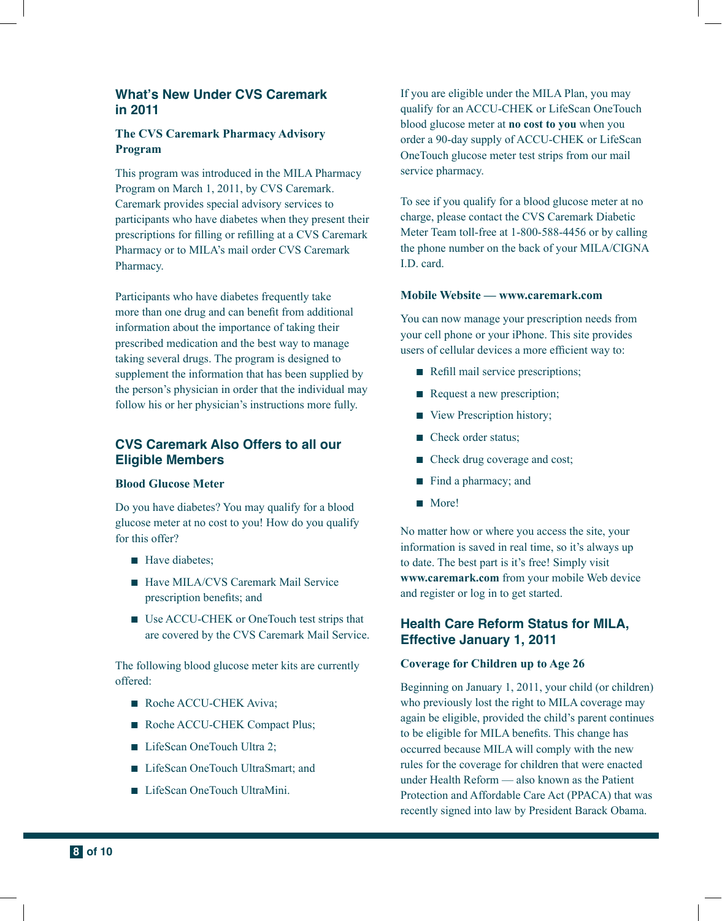## What's New Under CVS Caremark in 2011

### The CVS Caremark Pharmacy Advisory Program

This program was introduced in the MILA Pharmacy Program on March 1, 2011, by CVS Caremark. Caremark provides special advisory services to participants who have diabetes when they present their prescriptions for filling or refilling at a CVS Caremark Pharmacy or to MILA's mail order CVS Caremark Pharmacy.

Participants who have diabetes frequently take more than one drug and can benefit from additional information about the importance of taking their prescribed medication and the best way to manage taking several drugs. The program is designed to supplement the information that has been supplied by the person's physician in order that the individual may follow his or her physician's instructions more fully.

## CVS Caremark Also Offers to all our Eligible Members

### Blood Glucose Meter

Do you have diabetes? You may qualify for a blood glucose meter at no cost to you! How do you qualify for this offer?

- Have diabetes;
- Have MILA/CVS Caremark Mail Service prescription benefits; and
- Use ACCU-CHEK or OneTouch test strips that are covered by the CVS Caremark Mail Service.

The following blood glucose meter kits are currently offered:

- Roche ACCU-CHEK Aviva;
- Roche ACCU-CHEK Compact Plus;
- LifeScan OneTouch Ultra 2;
- LifeScan OneTouch UltraSmart; and
- LifeScan OneTouch UltraMini.

If you are eligible under the MILA Plan, you may qualify for an ACCU-CHEK or LifeScan OneTouch blood glucose meter at **no cost to you** when you order a 90-day supply of ACCU-CHEK or LifeScan OneTouch glucose meter test strips from our mail service pharmacy.

To see if you qualify for a blood glucose meter at no charge, please contact the CVS Caremark Diabetic Meter Team toll-free at 1-800-588-4456 or by calling the phone number on the back of your MILA/CIGNA I.D. card.

### Mobile Website — www.caremark.com

You can now manage your prescription needs from your cell phone or your iPhone. This site provides users of cellular devices a more efficient way to:

- Refill mail service prescriptions;
- Request a new prescription;
- View Prescription history;
- Check order status;
- Check drug coverage and cost;
- Find a pharmacy; and
- More!

No matter how or where you access the site, your information is saved in real time, so it's always up to date. The best part is it's free! Simply visit **www.caremark.com** from your mobile Web device and register or log in to get started.

## Health Care Reform Status for MILA, Effective January 1, 2011

### Coverage for Children up to Age 26

Beginning on January 1, 2011, your child (or children) who previously lost the right to MILA coverage may again be eligible, provided the child's parent continues to be eligible for MILA benefits. This change has occurred because MILA will comply with the new rules for the coverage for children that were enacted under Health Reform — also known as the Patient Protection and Affordable Care Act (PPACA) that was recently signed into law by President Barack Obama.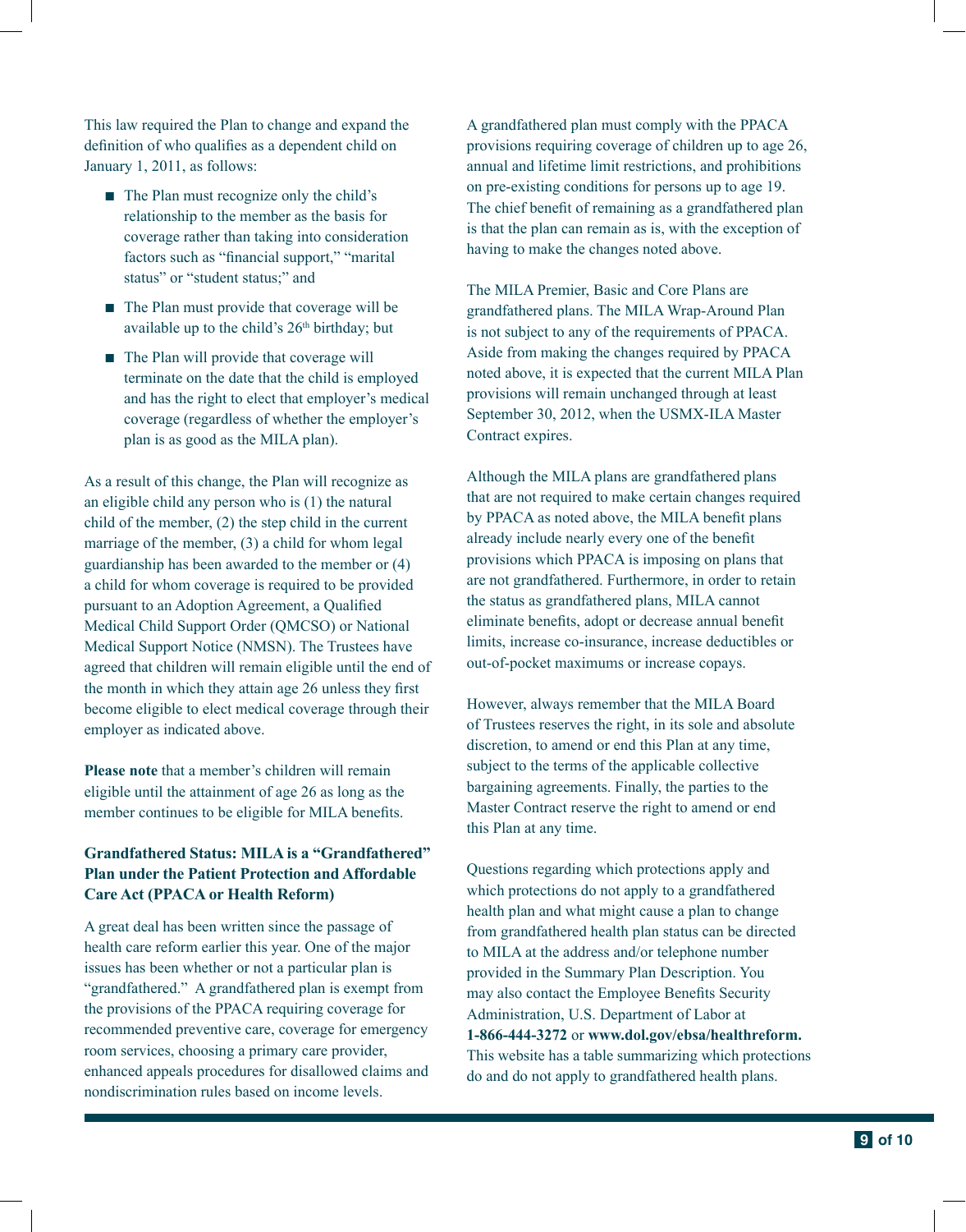This law required the Plan to change and expand the definition of who qualifies as a dependent child on January 1, 2011, as follows:

- The Plan must recognize only the child's relationship to the member as the basis for coverage rather than taking into consideration factors such as "financial support," "marital status" or "student status;" and
- The Plan must provide that coverage will be available up to the child's 26th birthday; but
- The Plan will provide that coverage will terminate on the date that the child is employed and has the right to elect that employer's medical coverage (regardless of whether the employer's plan is as good as the MILA plan).

As a result of this change, the Plan will recognize as an eligible child any person who is (1) the natural child of the member, (2) the step child in the current marriage of the member, (3) a child for whom legal guardianship has been awarded to the member or (4) a child for whom coverage is required to be provided pursuant to an Adoption Agreement, a Qualified Medical Child Support Order (QMCSO) or National Medical Support Notice (NMSN). The Trustees have agreed that children will remain eligible until the end of the month in which they attain age 26 unless they first become eligible to elect medical coverage through their employer as indicated above.

**Please note** that a member's children will remain eligible until the attainment of age 26 as long as the member continues to be eligible for MILA benefits.

### Grandfathered Status: MILA is a "Grandfathered" Plan under the Patient Protection and Affordable Care Act (PPACA or Health Reform)

A great deal has been written since the passage of health care reform earlier this year. One of the major issues has been whether or not a particular plan is "grandfathered." A grandfathered plan is exempt from the provisions of the PPACA requiring coverage for recommended preventive care, coverage for emergency room services, choosing a primary care provider, enhanced appeals procedures for disallowed claims and nondiscrimination rules based on income levels.

A grandfathered plan must comply with the PPACA provisions requiring coverage of children up to age 26, annual and lifetime limit restrictions, and prohibitions on pre-existing conditions for persons up to age 19. The chief benefit of remaining as a grandfathered plan is that the plan can remain as is, with the exception of having to make the changes noted above.

The MILA Premier, Basic and Core Plans are grandfathered plans. The MILA Wrap-Around Plan is not subject to any of the requirements of PPACA. Aside from making the changes required by PPACA noted above, it is expected that the current MILA Plan provisions will remain unchanged through at least September 30, 2012, when the USMX-ILA Master Contract expires.

Although the MILA plans are grandfathered plans that are not required to make certain changes required by PPACA as noted above, the MILA benefit plans already include nearly every one of the benefit provisions which PPACA is imposing on plans that are not grandfathered. Furthermore, in order to retain the status as grandfathered plans, MILA cannot eliminate benefits, adopt or decrease annual benefit limits, increase co-insurance, increase deductibles or out-of-pocket maximums or increase copays.

However, always remember that the MILA Board of Trustees reserves the right, in its sole and absolute discretion, to amend or end this Plan at any time, subject to the terms of the applicable collective bargaining agreements. Finally, the parties to the Master Contract reserve the right to amend or end this Plan at any time.

Questions regarding which protections apply and which protections do not apply to a grandfathered health plan and what might cause a plan to change from grandfathered health plan status can be directed to MILA at the address and/or telephone number provided in the Summary Plan Description. You may also contact the Employee Benefits Security Administration, U.S. Department of Labor at **1-866-444-3272** or **www.dol.gov/ebsa/healthreform.** This website has a table summarizing which protections do and do not apply to grandfathered health plans.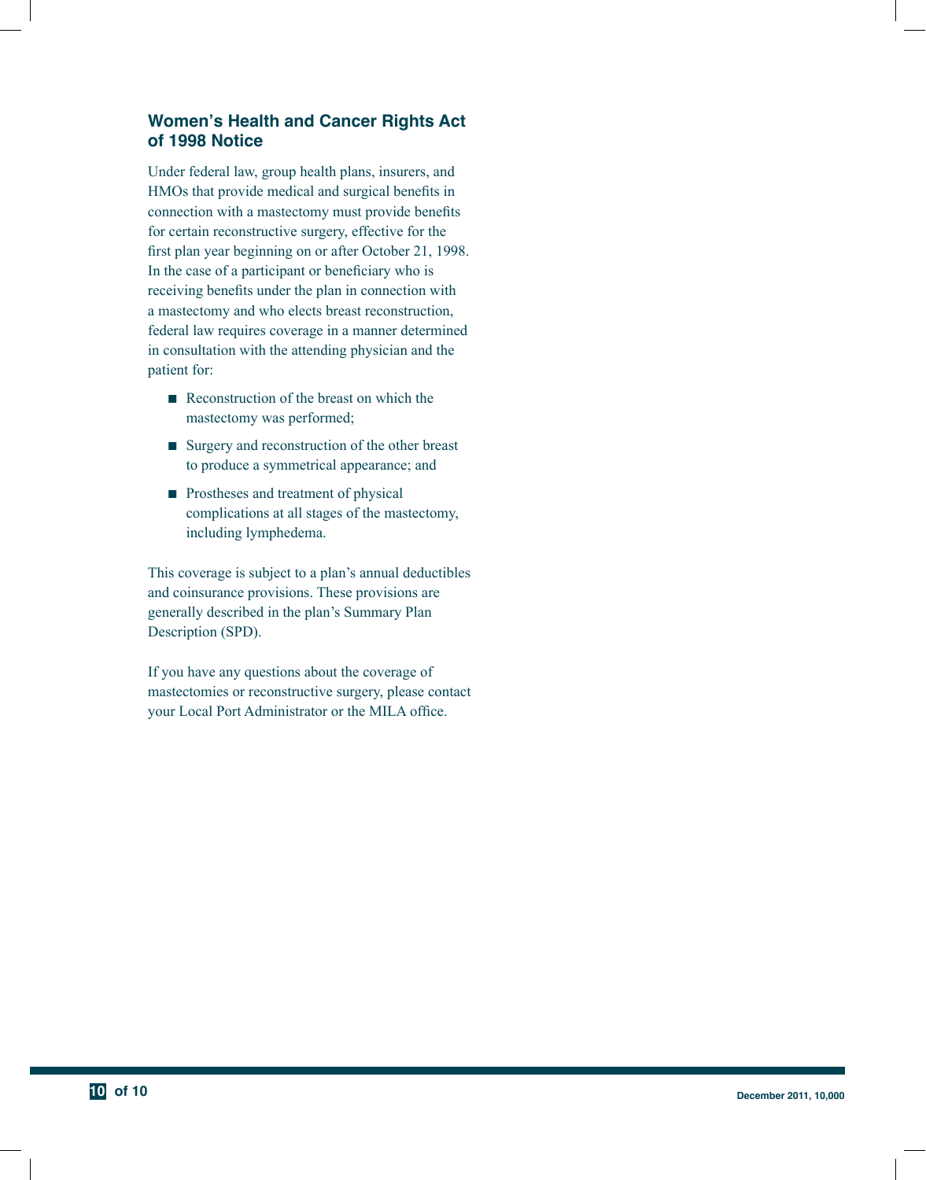## Women's Health and Cancer Rights Act of 1998 Notice

Under federal law, group health plans, insurers, and HMOs that provide medical and surgical benefits in connection with a mastectomy must provide benefits for certain reconstructive surgery, effective for the first plan year beginning on or after October 21, 1998. In the case of a participant or beneficiary who is receiving benefits under the plan in connection with a mastectomy and who elects breast reconstruction, federal law requires coverage in a manner determined in consultation with the attending physician and the patient for:

- Reconstruction of the breast on which the mastectomy was performed;
- Surgery and reconstruction of the other breast to produce a symmetrical appearance; and
- Prostheses and treatment of physical complications at all stages of the mastectomy, including lymphedema.

This coverage is subject to a plan's annual deductibles and coinsurance provisions. These provisions are generally described in the plan's Summary Plan Description (SPD).

If you have any questions about the coverage of mastectomies or reconstructive surgery, please contact your Local Port Administrator or the MILA office.

December 2011, 10,000